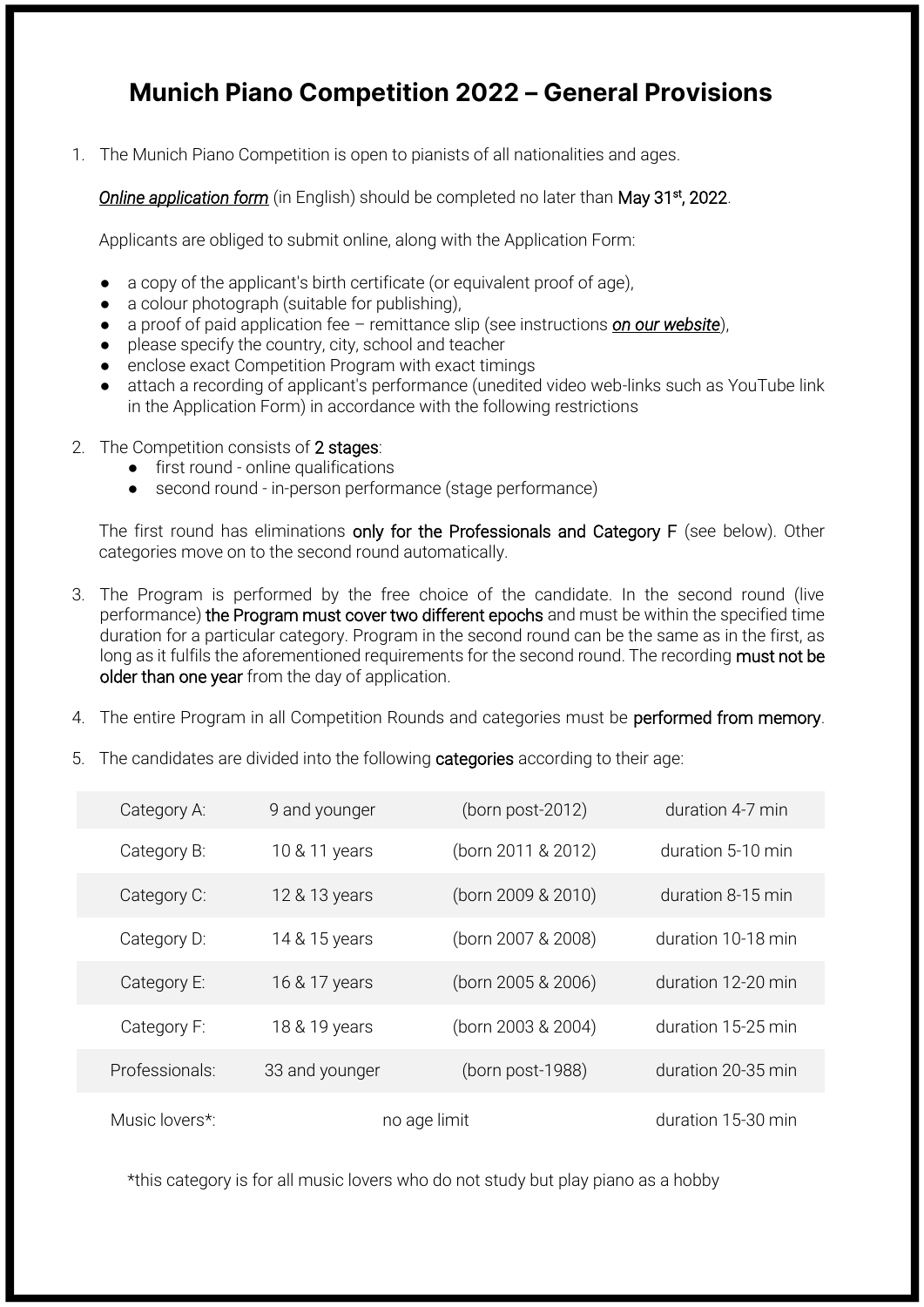# Munich Piano Competition 2022 – General Provisions

1. The Munich Piano Competition is open to pianists of all nationalities and ages.

   *Online application form* (in English) should be completed no later than May 31st, 2022.

   Applicants are obliged to submit online, along with the Application Form:

   - a copy of the applicant's birth certificate (or equivalent proof of age),
   - a colour photograph (suitable for publishing),
   - a proof of paid application fee – remittance slip (see instructions *on our website*),
   - please specify the country, city, school and teacher
   - enclose exact Competition Program with exact timings
   - attach a recording of applicant's performance (unedited video web-links such as YouTube link in the Application Form) in accordance with the following restrictions

2. The Competition consists of 2 stages:
   - first round - online qualifications
   - second round - in-person performance (stage performance)

   The first round has eliminations only for the Professionals and Category F (see below). Other categories move on to the second round automatically.

3. The Program is performed by the free choice of the candidate. In the second round (live performance) the Program must cover two different epochs and must be within the specified time duration for a particular category. Program in the second round can be the same as in the first, as long as it fulfils the aforementioned requirements for the second round. The recording must not be older than one year from the day of application.

4. The entire Program in all Competition Rounds and categories must be performed from memory.

5. The candidates are divided into the following categories according to their age:

| | | | |
|---|---|---|---|
| Category A: | 9 and younger | (born post-2012) | duration 4-7 min |
| Category B: | 10 & 11 years | (born 2011 & 2012) | duration 5-10 min |
| Category C: | 12 & 13 years | (born 2009 & 2010) | duration 8-15 min |
| Category D: | 14 & 15 years | (born 2007 & 2008) | duration 10-18 min |
| Category E: | 16 & 17 years | (born 2005 & 2006) | duration 12-20 min |
| Category F: | 18 & 19 years | (born 2003 & 2004) | duration 15-25 min |
| Professionals: | 33 and younger | (born post-1988) | duration 20-35 min |
| Music lovers*: | no age limit | | duration 15-30 min |

*this category is for all music lovers who do not study but play piano as a hobby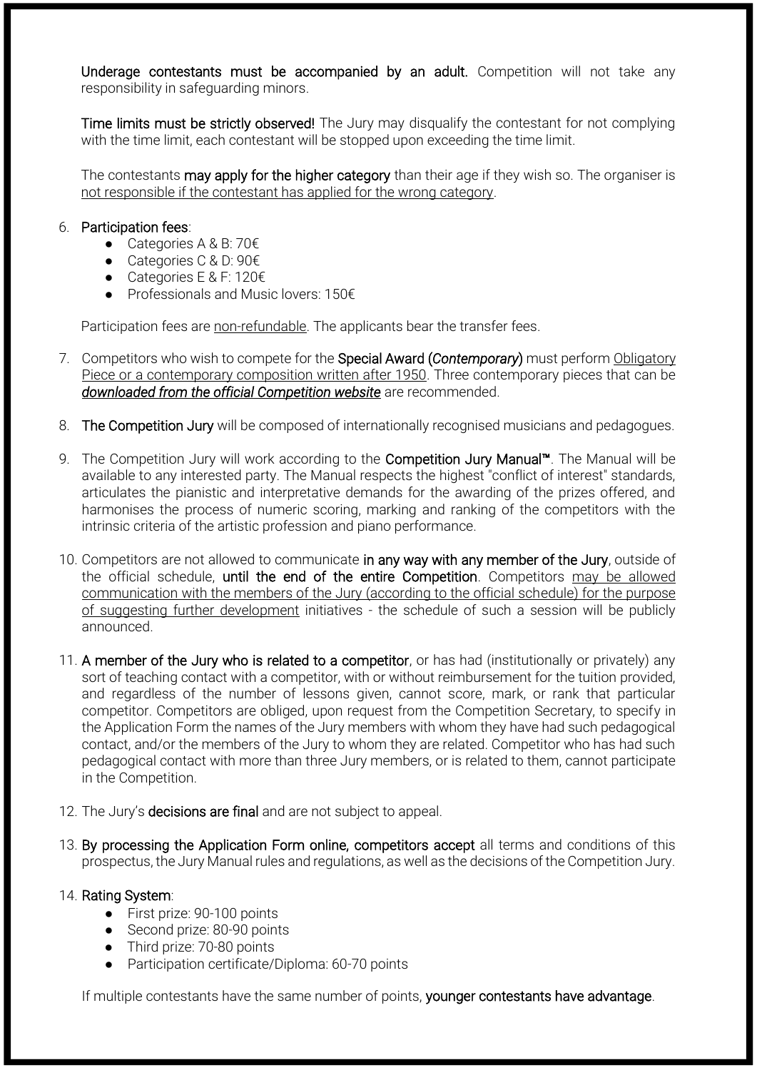**Underage contestants must be accompanied by an adult.** Competition will not take any responsibility in safeguarding minors.

**Time limits must be strictly observed!** The Jury may disqualify the contestant for not complying with the time limit, each contestant will be stopped upon exceeding the time limit.

The contestants **may apply for the higher category** than their age if they wish so. The organiser is <u>not responsible if the contestant has applied for the wrong category</u>.

6. **Participation fees**:
   - Categories A & B: 70€
   - Categories C & D: 90€
   - Categories E & F: 120€
   - Professionals and Music lovers: 150€

   Participation fees are <u>non-refundable</u>. The applicants bear the transfer fees.

7. Competitors who wish to compete for the **Special Award (*Contemporary*)** must perform <u>Obligatory Piece or a contemporary composition written after 1950</u>. Three contemporary pieces that can be ***<u>downloaded from the official Competition website</u>*** are recommended.

8. **The Competition Jury** will be composed of internationally recognised musicians and pedagogues.

9. The Competition Jury will work according to the **Competition Jury Manual™**. The Manual will be available to any interested party. The Manual respects the highest "conflict of interest" standards, articulates the pianistic and interpretative demands for the awarding of the prizes offered, and harmonises the process of numeric scoring, marking and ranking of the competitors with the intrinsic criteria of the artistic profession and piano performance.

10. Competitors are not allowed to communicate **in any way with any member of the Jury**, outside of the official schedule, **until the end of the entire Competition**. Competitors <u>may be allowed communication with the members of the Jury (according to the official schedule) for the purpose of suggesting further development</u> initiatives - the schedule of such a session will be publicly announced.

11. **A member of the Jury who is related to a competitor**, or has had (institutionally or privately) any sort of teaching contact with a competitor, with or without reimbursement for the tuition provided, and regardless of the number of lessons given, cannot score, mark, or rank that particular competitor. Competitors are obliged, upon request from the Competition Secretary, to specify in the Application Form the names of the Jury members with whom they have had such pedagogical contact, and/or the members of the Jury to whom they are related. Competitor who has had such pedagogical contact with more than three Jury members, or is related to them, cannot participate in the Competition.

12. The Jury's **decisions are final** and are not subject to appeal.

13. **By processing the Application Form online, competitors accept** all terms and conditions of this prospectus, the Jury Manual rules and regulations, as well as the decisions of the Competition Jury.

14. **Rating System**:
    - First prize: 90-100 points
    - Second prize: 80-90 points
    - Third prize: 70-80 points
    - Participation certificate/Diploma: 60-70 points

    If multiple contestants have the same number of points, **younger contestants have advantage**.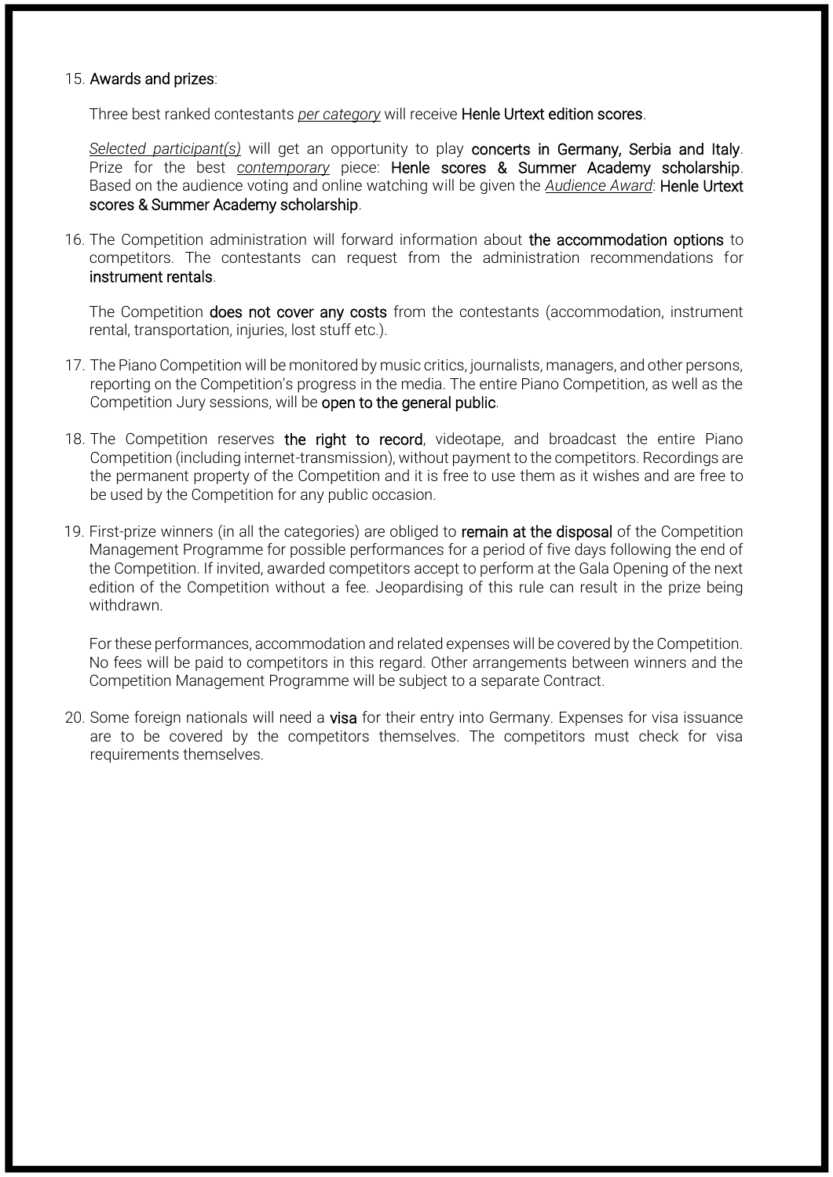15. **Awards and prizes**:

    Three best ranked contestants *per category* will receive **Henle Urtext edition scores**.

    *Selected participant(s)* will get an opportunity to play **concerts in Germany, Serbia and Italy**. Prize for the best *contemporary* piece: **Henle scores & Summer Academy scholarship**. Based on the audience voting and online watching will be given the *Audience Award*: **Henle Urtext scores & Summer Academy scholarship**.

16. The Competition administration will forward information about **the accommodation options** to competitors. The contestants can request from the administration recommendations for **instrument rentals**.

    The Competition **does not cover any costs** from the contestants (accommodation, instrument rental, transportation, injuries, lost stuff etc.).

17. The Piano Competition will be monitored by music critics, journalists, managers, and other persons, reporting on the Competition's progress in the media. The entire Piano Competition, as well as the Competition Jury sessions, will be **open to the general public**.

18. The Competition reserves **the right to record**, videotape, and broadcast the entire Piano Competition (including internet-transmission), without payment to the competitors. Recordings are the permanent property of the Competition and it is free to use them as it wishes and are free to be used by the Competition for any public occasion.

19. First-prize winners (in all the categories) are obliged to **remain at the disposal** of the Competition Management Programme for possible performances for a period of five days following the end of the Competition. If invited, awarded competitors accept to perform at the Gala Opening of the next edition of the Competition without a fee. Jeopardising of this rule can result in the prize being withdrawn.

    For these performances, accommodation and related expenses will be covered by the Competition. No fees will be paid to competitors in this regard. Other arrangements between winners and the Competition Management Programme will be subject to a separate Contract.

20. Some foreign nationals will need a **visa** for their entry into Germany. Expenses for visa issuance are to be covered by the competitors themselves. The competitors must check for visa requirements themselves.